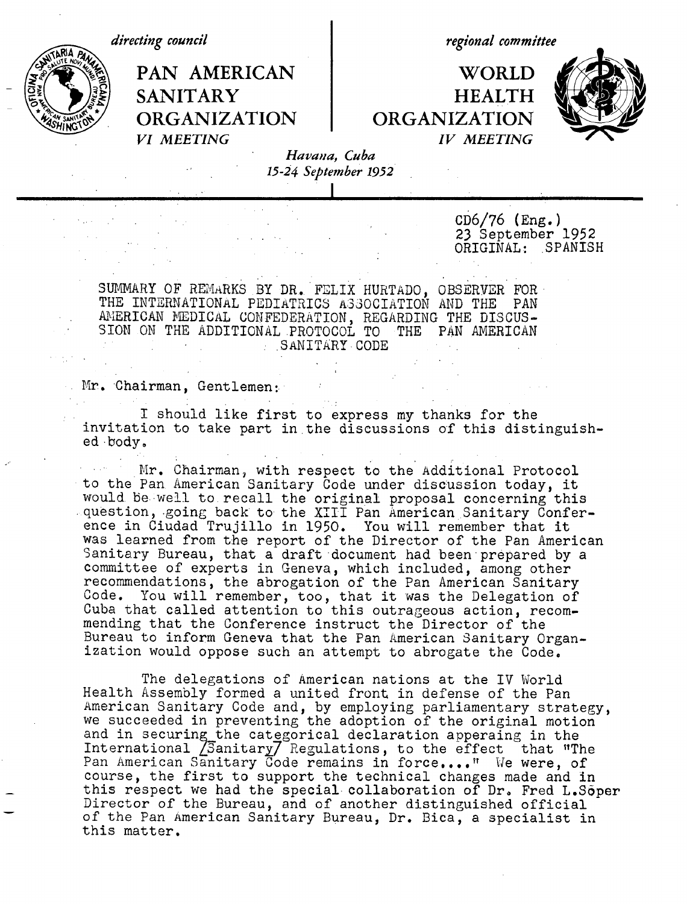directing council

**PAN AMERICAN SANITARY ORGANIZATION**

*VI MEETING*

regional committee

**WORLD HEALTH ORGANIZATION**

*IV MEETING*

*Havana, Cuba*
*15-24 September 1952*

CD6/76 (Eng.)
23 September 1952
ORIGINAL: SPANISH

SUMMARY OF REMARKS BY DR. FELIX HURTADO, OBSERVER FOR THE INTERNATIONAL PEDIATRICS ASSOCIATION AND THE PAN AMERICAN MEDICAL CONFEDERATION, REGARDING THE DISCUSSION ON THE ADDITIONAL PROTOCOL TO THE PAN AMERICAN SANITARY CODE

Mr. Chairman, Gentlemen:

I should like first to express my thanks for the invitation to take part in the discussions of this distinguished body.

Mr. Chairman, with respect to the Additional Protocol to the Pan American Sanitary Code under discussion today, it would be well to recall the original proposal concerning this question, going back to the XIII Pan American Sanitary Conference in Ciudad Trujillo in 1950. You will remember that it was learned from the report of the Director of the Pan American Sanitary Bureau, that a draft document had been prepared by a committee of experts in Geneva, which included, among other recommendations, the abrogation of the Pan American Sanitary Code. You will remember, too, that it was the Delegation of Cuba that called attention to this outrageous action, recommending that the Conference instruct the Director of the Bureau to inform Geneva that the Pan American Sanitary Organization would oppose such an attempt to abrogate the Code.

The delegations of American nations at the IV World Health Assembly formed a united front in defense of the Pan American Sanitary Code and, by employing parliamentary strategy, we succeeded in preventing the adoption of the original motion and in securing the categorical declaration appearing in the International /Sanitary/ Regulations, to the effect that "The Pan American Sanitary Code remains in force...." We were, of course, the first to support the technical changes made and in this respect we had the special collaboration of Dr. Fred L.Soper Director of the Bureau, and of another distinguished official of the Pan American Sanitary Bureau, Dr. Bica, a specialist in this matter.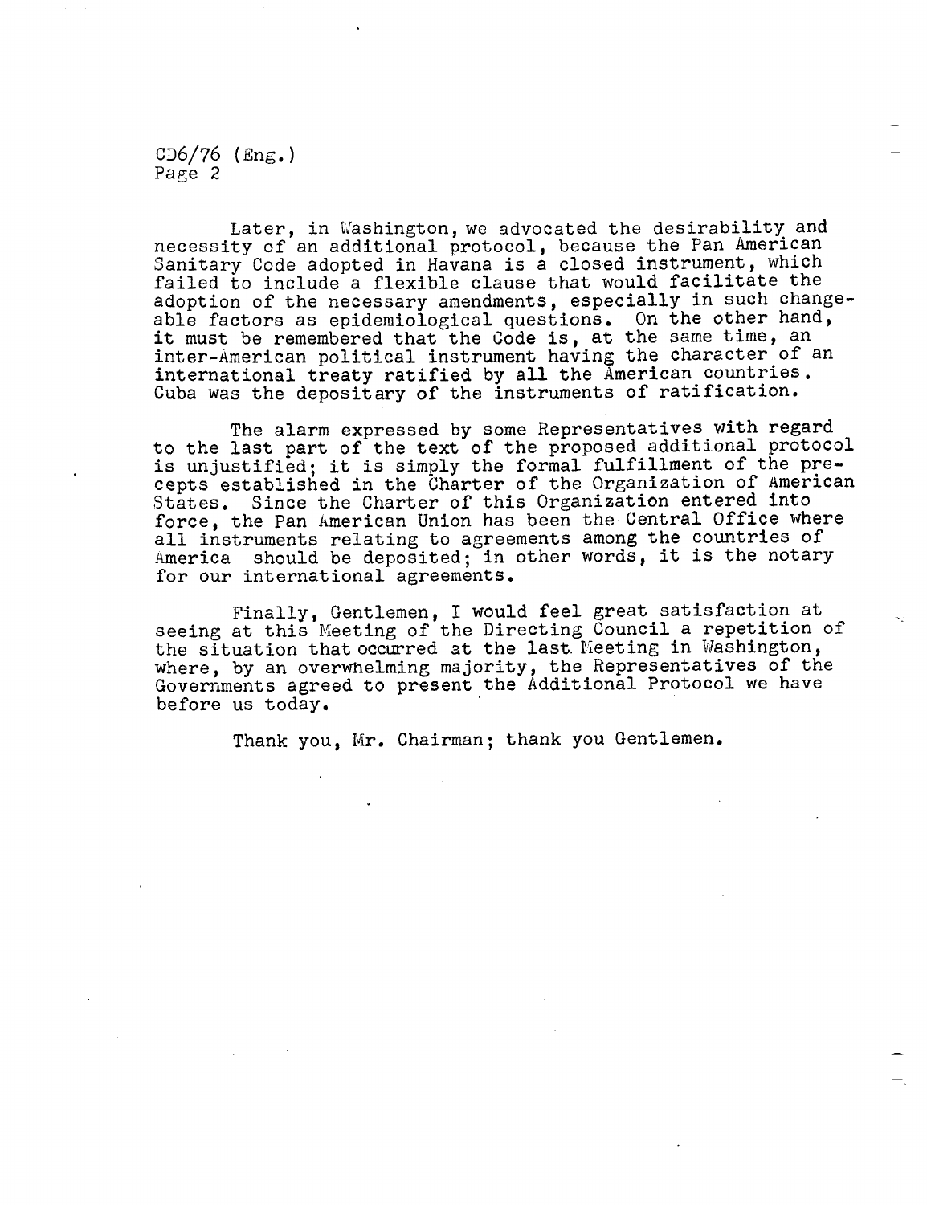Later, in Washington, we advocated the desirability and necessity of an additional protocol, because the Pan American Sanitary Code adopted in Havana is a closed instrument, which failed to include a flexible clause that would facilitate the adoption of the necessary amendments, especially in such changeable factors as epidemiological questions. On the other hand, it must be remembered that the Code is, at the same time, an inter-American political instrument having the character of an international treaty ratified by all the American countries. Cuba was the depositary of the instruments of ratification.

The alarm expressed by some Representatives with regard to the last part of the text of the proposed additional protocol is unjustified; it is simply the formal fulfillment of the precepts established in the Charter of the Organization of American States. Since the Charter of this Organization entered into force, the Pan American Union has been the Central Office where all instruments relating to agreements among the countries of America should be deposited; in other words, it is the notary for our international agreements.

Finally, Gentlemen, I would feel great satisfaction at seeing at this Meeting of the Directing Council a repetition of the situation that occurred at the last Meeting in Washington, where, by an overwhelming majority, the Representatives of the Governments agreed to present the Additional Protocol we have before us today.

Thank you, Mr. Chairman; thank you Gentlemen.